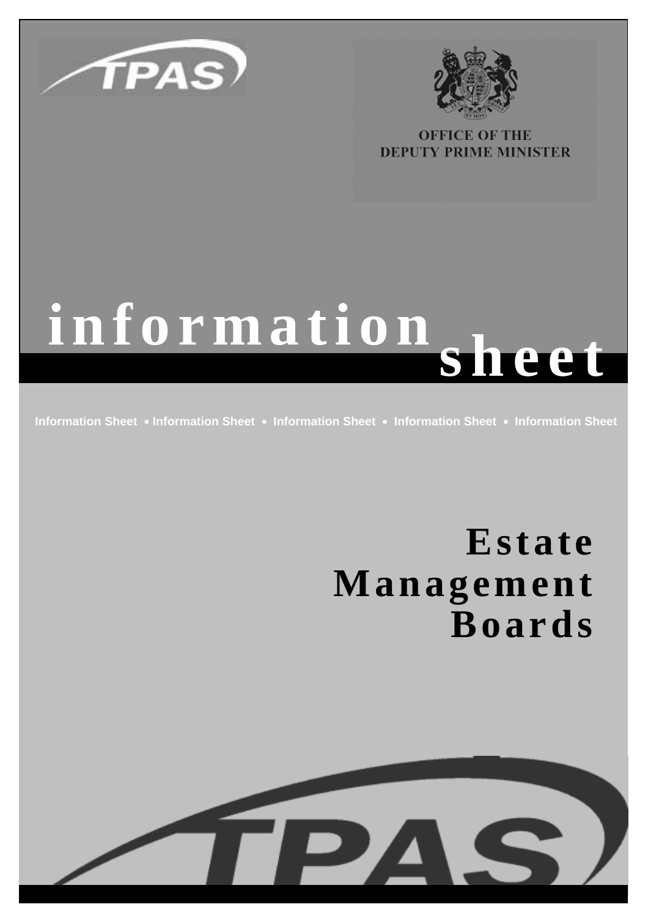TPAS

OFFICE OF THE
DEPUTY PRIME MINISTER

# information sheet

Information Sheet • Information Sheet • Information Sheet • Information Sheet • Information Sheet

# Estate Management Boards

TPAS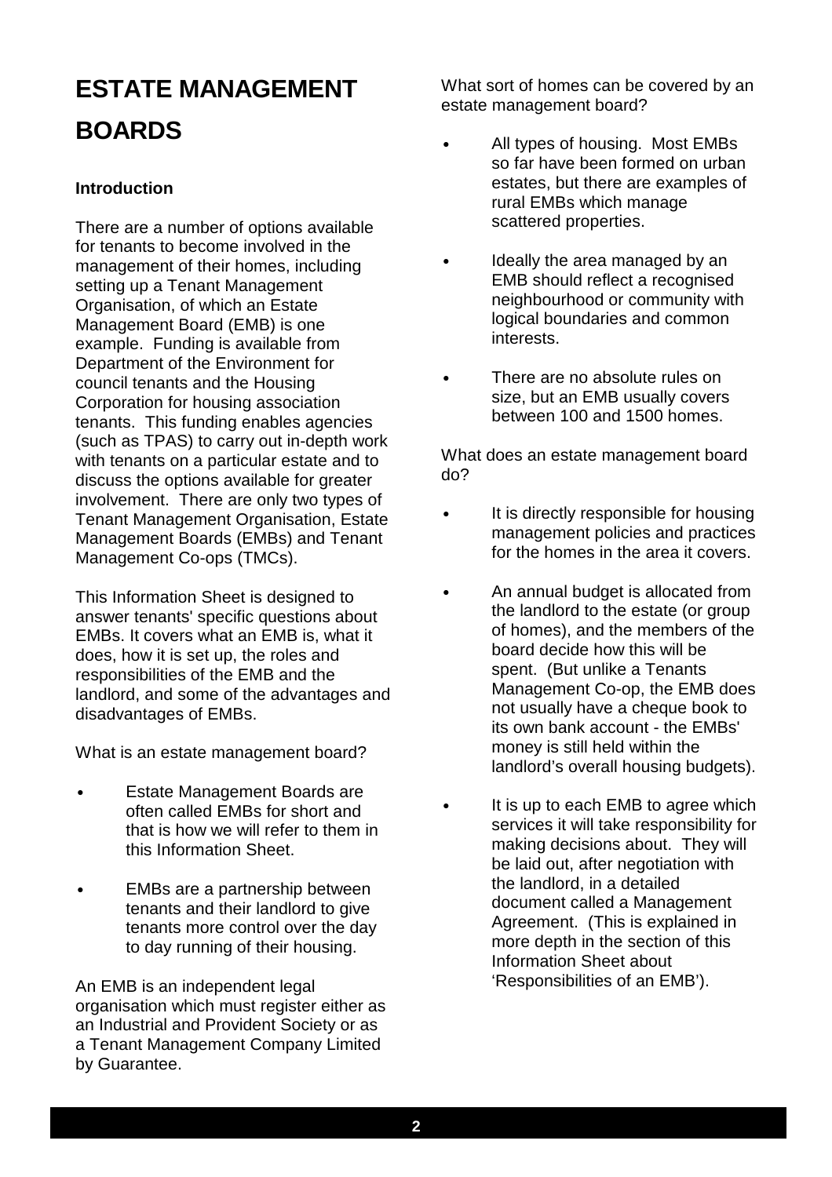# ESTATE MANAGEMENT BOARDS

**Introduction**

There are a number of options available for tenants to become involved in the management of their homes, including setting up a Tenant Management Organisation, of which an Estate Management Board (EMB) is one example. Funding is available from Department of the Environment for council tenants and the Housing Corporation for housing association tenants. This funding enables agencies (such as TPAS) to carry out in-depth work with tenants on a particular estate and to discuss the options available for greater involvement. There are only two types of Tenant Management Organisation, Estate Management Boards (EMBs) and Tenant Management Co-ops (TMCs).

This Information Sheet is designed to answer tenants' specific questions about EMBs. It covers what an EMB is, what it does, how it is set up, the roles and responsibilities of the EMB and the landlord, and some of the advantages and disadvantages of EMBs.

What is an estate management board?

- Estate Management Boards are often called EMBs for short and that is how we will refer to them in this Information Sheet.
- EMBs are a partnership between tenants and their landlord to give tenants more control over the day to day running of their housing.

An EMB is an independent legal organisation which must register either as an Industrial and Provident Society or as a Tenant Management Company Limited by Guarantee.

What sort of homes can be covered by an estate management board?

- All types of housing. Most EMBs so far have been formed on urban estates, but there are examples of rural EMBs which manage scattered properties.
- Ideally the area managed by an EMB should reflect a recognised neighbourhood or community with logical boundaries and common interests.
- There are no absolute rules on size, but an EMB usually covers between 100 and 1500 homes.

What does an estate management board do?

- It is directly responsible for housing management policies and practices for the homes in the area it covers.
- An annual budget is allocated from the landlord to the estate (or group of homes), and the members of the board decide how this will be spent. (But unlike a Tenants Management Co-op, the EMB does not usually have a cheque book to its own bank account - the EMBs' money is still held within the landlord's overall housing budgets).
- It is up to each EMB to agree which services it will take responsibility for making decisions about. They will be laid out, after negotiation with the landlord, in a detailed document called a Management Agreement. (This is explained in more depth in the section of this Information Sheet about 'Responsibilities of an EMB').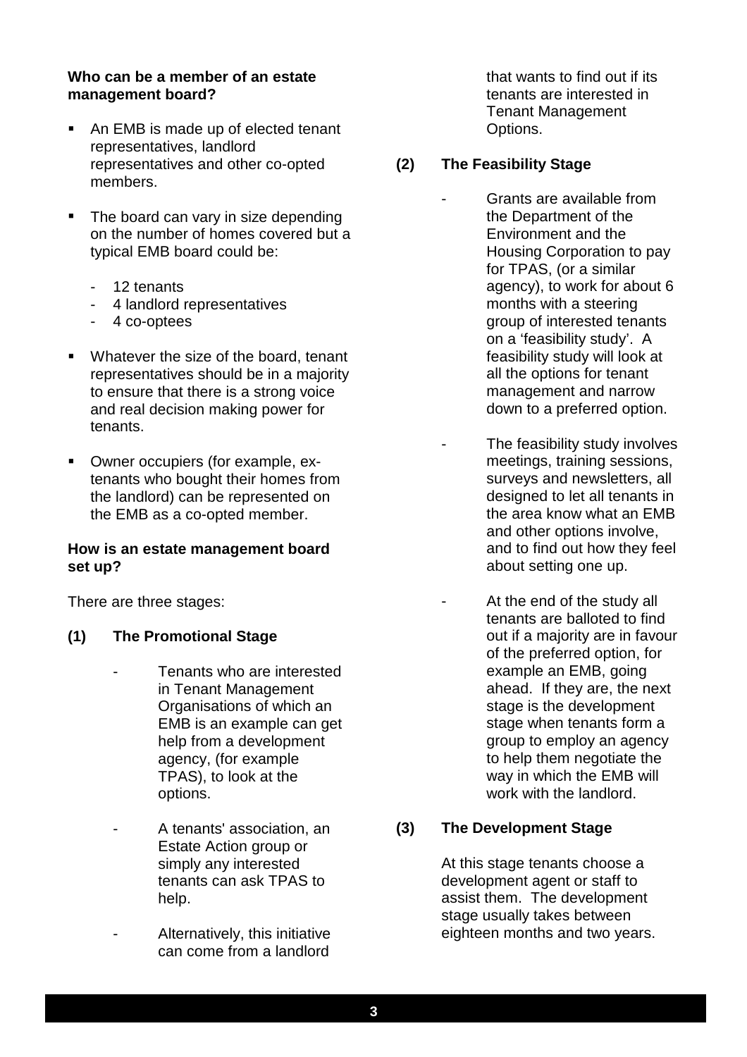**Who can be a member of an estate management board?**

- An EMB is made up of elected tenant representatives, landlord representatives and other co-opted members.
- The board can vary in size depending on the number of homes covered but a typical EMB board could be:
  - 12 tenants
  - 4 landlord representatives
  - 4 co-optees
- Whatever the size of the board, tenant representatives should be in a majority to ensure that there is a strong voice and real decision making power for tenants.
- Owner occupiers (for example, ex-tenants who bought their homes from the landlord) can be represented on the EMB as a co-opted member.

**How is an estate management board set up?**

There are three stages:

**(1) The Promotional Stage**

- Tenants who are interested in Tenant Management Organisations of which an EMB is an example can get help from a development agency, (for example TPAS), to look at the options.
- A tenants' association, an Estate Action group or simply any interested tenants can ask TPAS to help.
- Alternatively, this initiative can come from a landlord that wants to find out if its tenants are interested in Tenant Management Options.

**(2) The Feasibility Stage**

- Grants are available from the Department of the Environment and the Housing Corporation to pay for TPAS, (or a similar agency), to work for about 6 months with a steering group of interested tenants on a 'feasibility study'. A feasibility study will look at all the options for tenant management and narrow down to a preferred option.
- The feasibility study involves meetings, training sessions, surveys and newsletters, all designed to let all tenants in the area know what an EMB and other options involve, and to find out how they feel about setting one up.
- At the end of the study all tenants are balloted to find out if a majority are in favour of the preferred option, for example an EMB, going ahead. If they are, the next stage is the development stage when tenants form a group to employ an agency to help them negotiate the way in which the EMB will work with the landlord.

**(3) The Development Stage**

At this stage tenants choose a development agent or staff to assist them. The development stage usually takes between eighteen months and two years.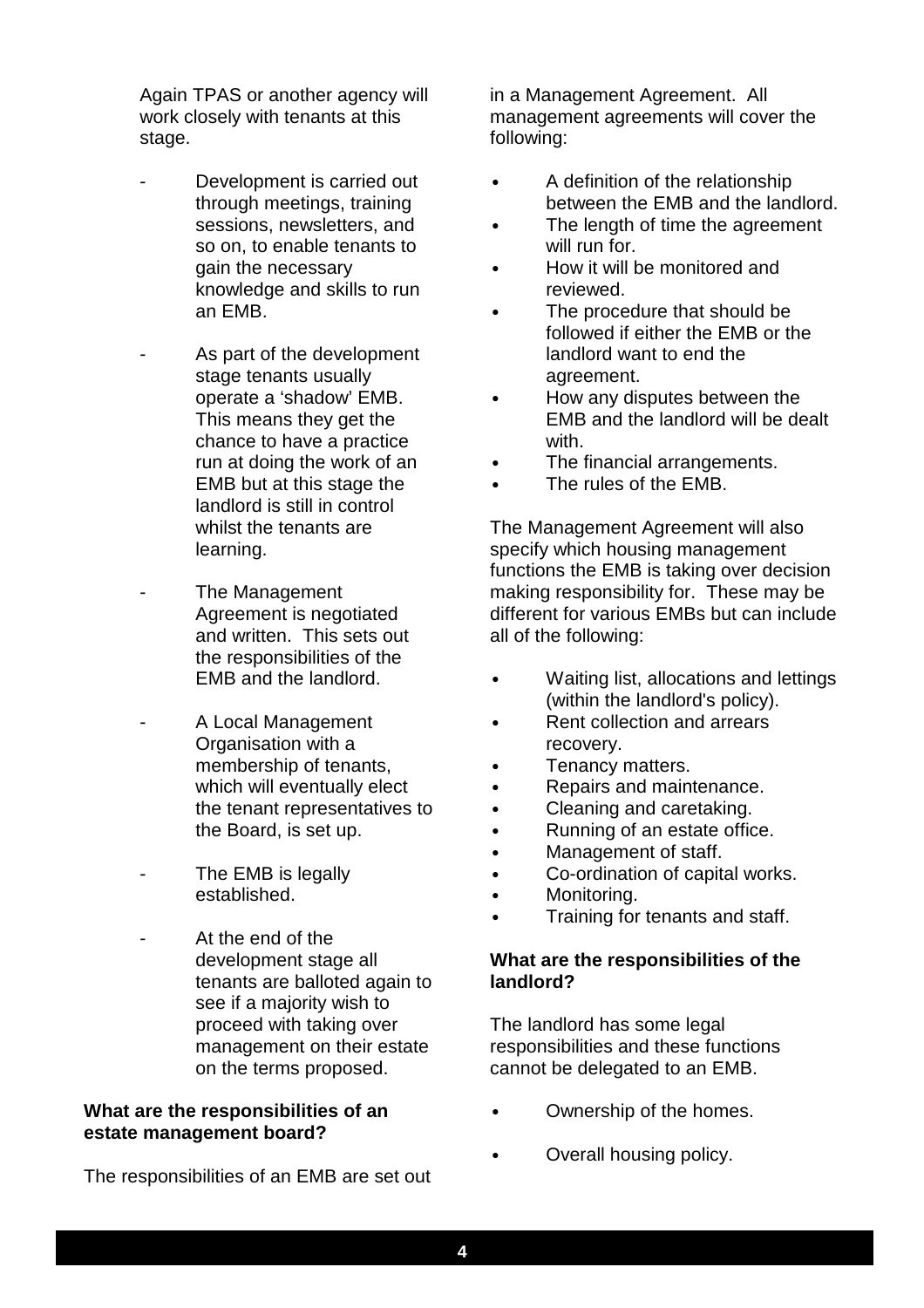Again TPAS or another agency will work closely with tenants at this stage.

- Development is carried out through meetings, training sessions, newsletters, and so on, to enable tenants to gain the necessary knowledge and skills to run an EMB.

- As part of the development stage tenants usually operate a 'shadow' EMB. This means they get the chance to have a practice run at doing the work of an EMB but at this stage the landlord is still in control whilst the tenants are learning.

- The Management Agreement is negotiated and written. This sets out the responsibilities of the EMB and the landlord.

- A Local Management Organisation with a membership of tenants, which will eventually elect the tenant representatives to the Board, is set up.

- The EMB is legally established.

- At the end of the development stage all tenants are balloted again to see if a majority wish to proceed with taking over management on their estate on the terms proposed.

**What are the responsibilities of an estate management board?**

The responsibilities of an EMB are set out in a Management Agreement. All management agreements will cover the following:

- A definition of the relationship between the EMB and the landlord.
- The length of time the agreement will run for.
- How it will be monitored and reviewed.
- The procedure that should be followed if either the EMB or the landlord want to end the agreement.
- How any disputes between the EMB and the landlord will be dealt with.
- The financial arrangements.
- The rules of the EMB.

The Management Agreement will also specify which housing management functions the EMB is taking over decision making responsibility for. These may be different for various EMBs but can include all of the following:

- Waiting list, allocations and lettings (within the landlord's policy).
- Rent collection and arrears recovery.
- Tenancy matters.
- Repairs and maintenance.
- Cleaning and caretaking.
- Running of an estate office.
- Management of staff.
- Co-ordination of capital works.
- Monitoring.
- Training for tenants and staff.

**What are the responsibilities of the landlord?**

The landlord has some legal responsibilities and these functions cannot be delegated to an EMB.

- Ownership of the homes.

- Overall housing policy.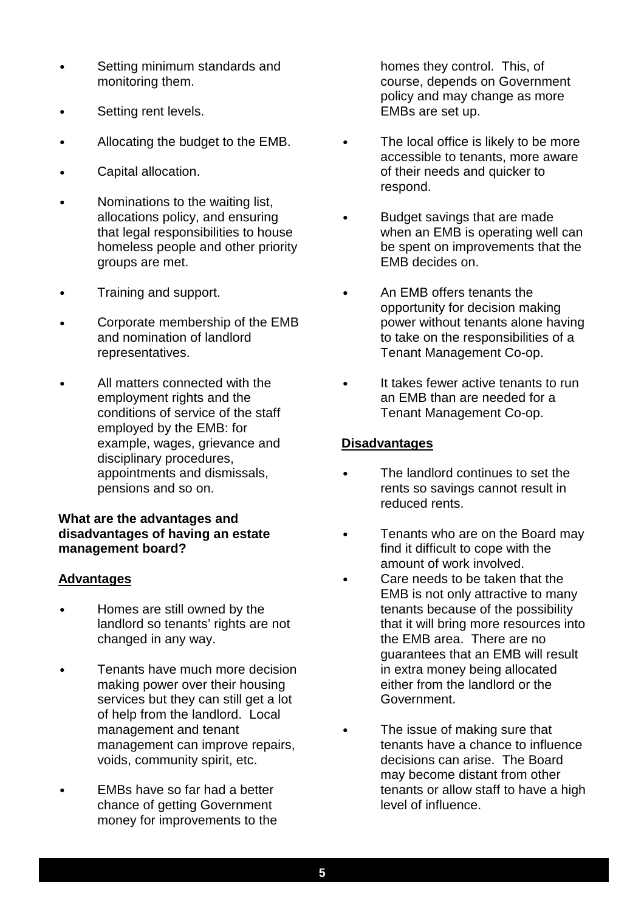- Setting minimum standards and monitoring them.
- Setting rent levels.
- Allocating the budget to the EMB.
- Capital allocation.
- Nominations to the waiting list, allocations policy, and ensuring that legal responsibilities to house homeless people and other priority groups are met.
- Training and support.
- Corporate membership of the EMB and nomination of landlord representatives.
- All matters connected with the employment rights and the conditions of service of the staff employed by the EMB: for example, wages, grievance and disciplinary procedures, appointments and dismissals, pensions and so on.

**What are the advantages and disadvantages of having an estate management board?**

**Advantages**

- Homes are still owned by the landlord so tenants' rights are not changed in any way.
- Tenants have much more decision making power over their housing services but they can still get a lot of help from the landlord. Local management and tenant management can improve repairs, voids, community spirit, etc.
- EMBs have so far had a better chance of getting Government money for improvements to the homes they control. This, of course, depends on Government policy and may change as more EMBs are set up.
- The local office is likely to be more accessible to tenants, more aware of their needs and quicker to respond.
- Budget savings that are made when an EMB is operating well can be spent on improvements that the EMB decides on.
- An EMB offers tenants the opportunity for decision making power without tenants alone having to take on the responsibilities of a Tenant Management Co-op.
- It takes fewer active tenants to run an EMB than are needed for a Tenant Management Co-op.

**Disadvantages**

- The landlord continues to set the rents so savings cannot result in reduced rents.
- Tenants who are on the Board may find it difficult to cope with the amount of work involved.
- Care needs to be taken that the EMB is not only attractive to many tenants because of the possibility that it will bring more resources into the EMB area. There are no guarantees that an EMB will result in extra money being allocated either from the landlord or the Government.
- The issue of making sure that tenants have a chance to influence decisions can arise. The Board may become distant from other tenants or allow staff to have a high level of influence.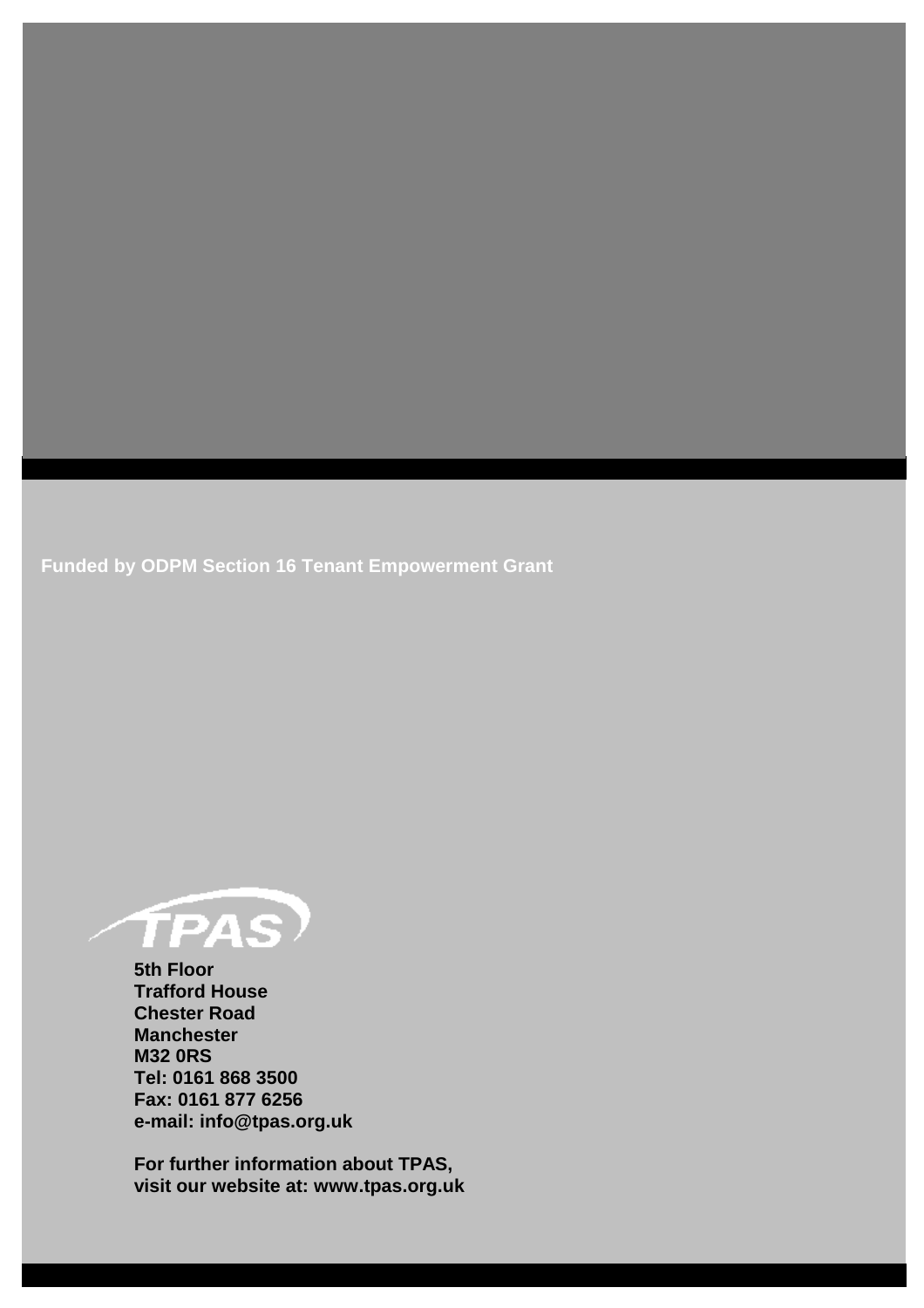**Funded by ODPM Section 16 Tenant Empowerment Grant**

TPAS

**5th Floor**
**Trafford House**
**Chester Road**
**Manchester**
**M32 0RS**
**Tel: 0161 868 3500**
**Fax: 0161 877 6256**
**e-mail: info@tpas.org.uk**

**For further information about TPAS, visit our website at: www.tpas.org.uk**